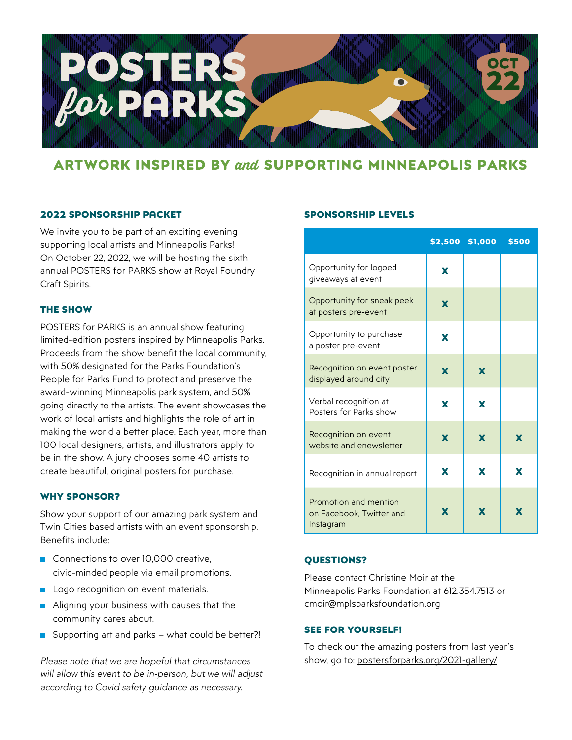# POSTERS *for* PARKS

OCT 22

## ARTWORK INSPIRED BY *and* SUPPORTING MINNEAPOLIS PARKS

### 2022 SPONSORSHIP PACKET

We invite you to be part of an exciting evening supporting local artists and Minneapolis Parks! On October 22, 2022, we will be hosting the sixth annual POSTERS for PARKS show at Royal Foundry Craft Spirits.

### THE SHOW

POSTERS for PARKS is an annual show featuring limited-edition posters inspired by Minneapolis Parks. Proceeds from the show benefit the local community, with 50% designated for the Parks Foundation's People for Parks Fund to protect and preserve the award-winning Minneapolis park system, and 50% going directly to the artists. The event showcases the work of local artists and highlights the role of art in making the world a better place. Each year, more than 100 local designers, artists, and illustrators apply to be in the show. A jury chooses some 40 artists to create beautiful, original posters for purchase.

### WHY SPONSOR?

Show your support of our amazing park system and Twin Cities based artists with an event sponsorship. Benefits include:

- Connections to over 10,000 creative, civic-minded people via email promotions.
- Logo recognition on event materials.
- Aligning your business with causes that the community cares about.
- Supporting art and parks – what could be better?!

*Please note that we are hopeful that circumstances will allow this event to be in-person, but we will adjust according to Covid safety guidance as necessary.*

### SPONSORSHIP LEVELS

| | $2,500 | $1,000 | $500 |
|---|---|---|---|
| Opportunity for logoed giveaways at event | X | | |
| Opportunity for sneak peek at posters pre-event | X | | |
| Opportunity to purchase a poster pre-event | X | | |
| Recognition on event poster displayed around city | X | X | |
| Verbal recognition at Posters for Parks show | X | X | |
| Recognition on event website and enewsletter | X | X | X |
| Recognition in annual report | X | X | X |
| Promotion and mention on Facebook, Twitter and Instagram | X | X | X |

### QUESTIONS?

Please contact Christine Moir at the Minneapolis Parks Foundation at 612.354.7513 or cmoir@mplsparksfoundation.org

### SEE FOR YOURSELF!

To check out the amazing posters from last year's show, go to: postersforparks.org/2021-gallery/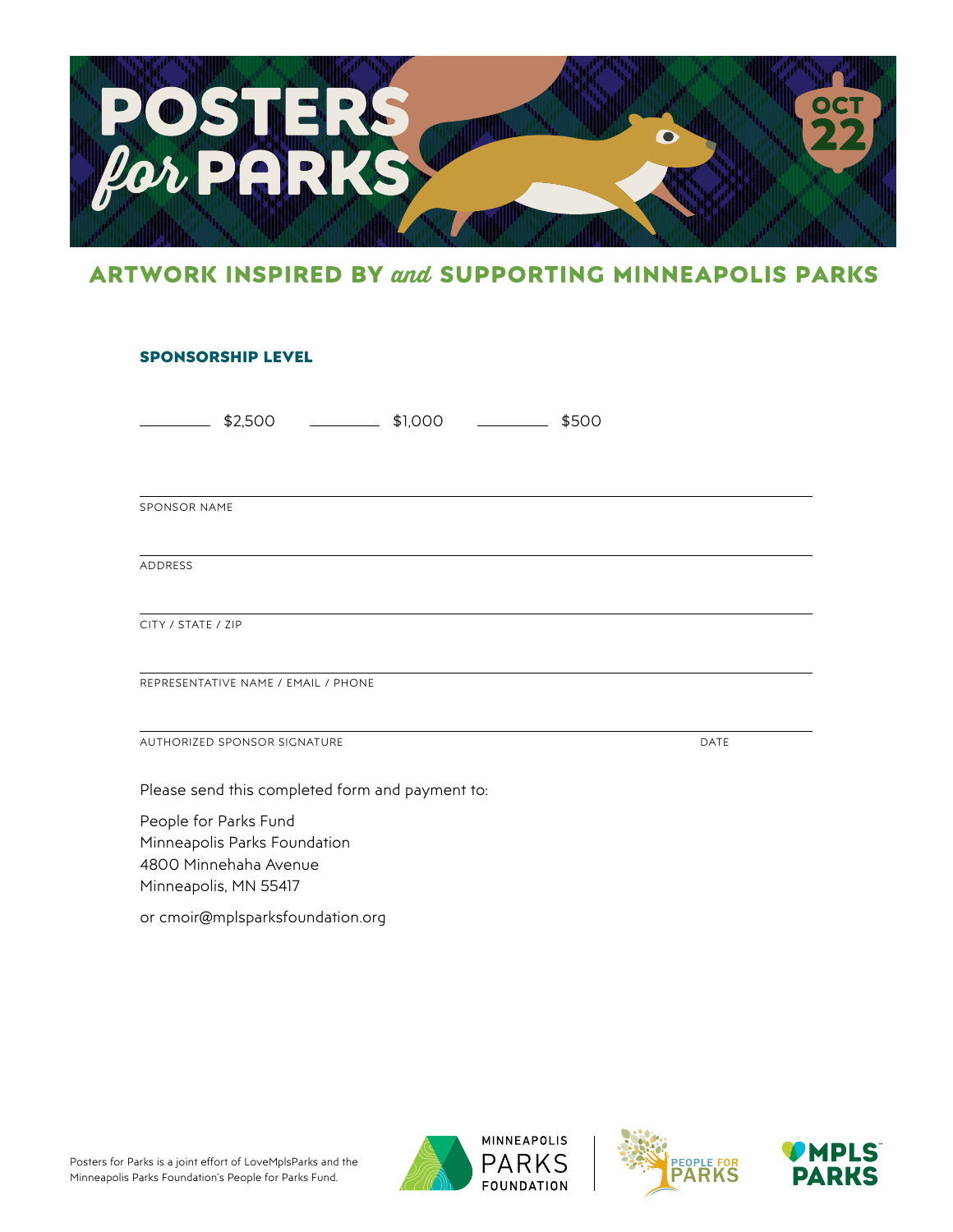# POSTERS *for* PARKS

OCT 22

## ARTWORK INSPIRED BY *and* SUPPORTING MINNEAPOLIS PARKS

### SPONSORSHIP LEVEL

_________ $2,500 _________ $1,000 _________ $500

_______________________________________________
SPONSOR NAME

_______________________________________________
ADDRESS

_______________________________________________
CITY / STATE / ZIP

_______________________________________________
REPRESENTATIVE NAME / EMAIL / PHONE

_______________________________________________
AUTHORIZED SPONSOR SIGNATURE DATE

Please send this completed form and payment to:

People for Parks Fund
Minneapolis Parks Foundation
4800 Minnehaha Avenue
Minneapolis, MN 55417

or cmoir@mplsparksfoundation.org

Posters for Parks is a joint effort of LoveMplsParks and the Minneapolis Parks Foundation's People for Parks Fund.

MINNEAPOLIS PARKS FOUNDATION | PEOPLE FOR PARKS | MPLS PARKS